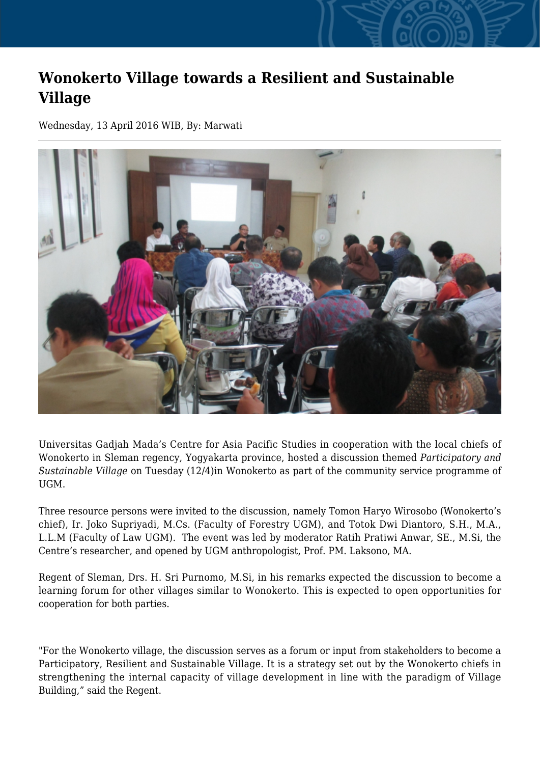# Wonokerto Village towards a Resilient and Sustainable Village

Wednesday, 13 April 2016 WIB, By: Marwati

---

Universitas Gadjah Mada's Centre for Asia Pacific Studies in cooperation with the local chiefs of Wonokerto in Sleman regency, Yogyakarta province, hosted a discussion themed *Participatory and Sustainable Village* on Tuesday (12/4)in Wonokerto as part of the community service programme of UGM.

Three resource persons were invited to the discussion, namely Tomon Haryo Wirosobo (Wonokerto's chief), Ir. Joko Supriyadi, M.Cs. (Faculty of Forestry UGM), and Totok Dwi Diantoro, S.H., M.A., L.L.M (Faculty of Law UGM). The event was led by moderator Ratih Pratiwi Anwar, SE., M.Si, the Centre's researcher, and opened by UGM anthropologist, Prof. PM. Laksono, MA.

Regent of Sleman, Drs. H. Sri Purnomo, M.Si, in his remarks expected the discussion to become a learning forum for other villages similar to Wonokerto. This is expected to open opportunities for cooperation for both parties.

"For the Wonokerto village, the discussion serves as a forum or input from stakeholders to become a Participatory, Resilient and Sustainable Village. It is a strategy set out by the Wonokerto chiefs in strengthening the internal capacity of village development in line with the paradigm of Village Building," said the Regent.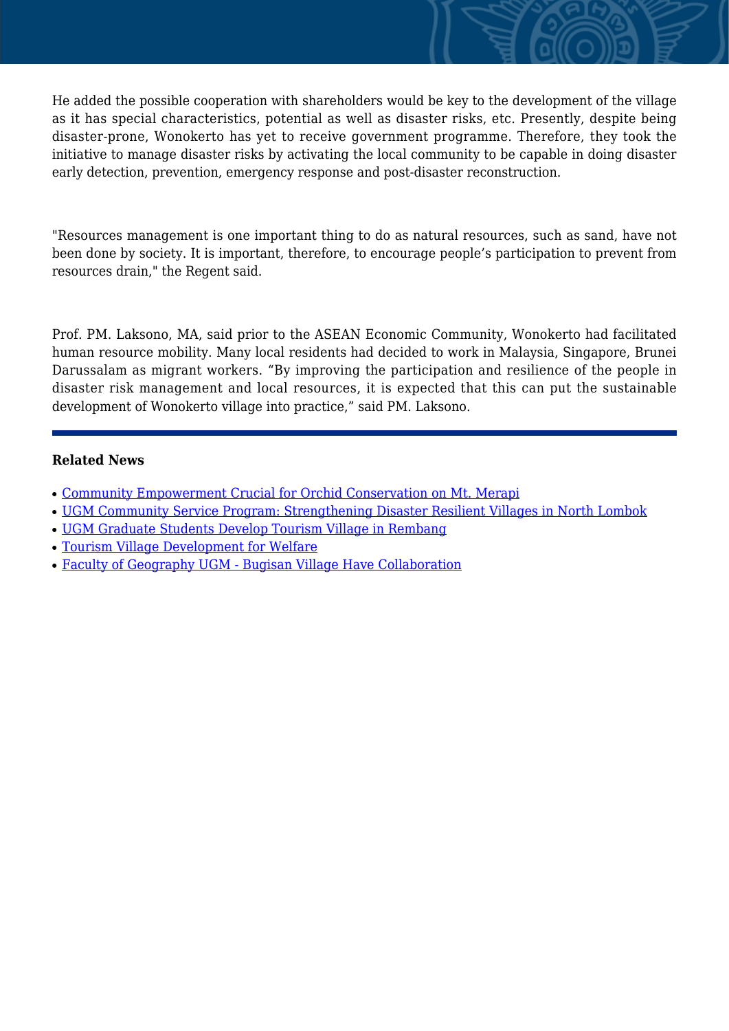He added the possible cooperation with shareholders would be key to the development of the village as it has special characteristics, potential as well as disaster risks, etc. Presently, despite being disaster-prone, Wonokerto has yet to receive government programme. Therefore, they took the initiative to manage disaster risks by activating the local community to be capable in doing disaster early detection, prevention, emergency response and post-disaster reconstruction.

"Resources management is one important thing to do as natural resources, such as sand, have not been done by society. It is important, therefore, to encourage people's participation to prevent from resources drain," the Regent said.

Prof. PM. Laksono, MA, said prior to the ASEAN Economic Community, Wonokerto had facilitated human resource mobility. Many local residents had decided to work in Malaysia, Singapore, Brunei Darussalam as migrant workers. "By improving the participation and resilience of the people in disaster risk management and local resources, it is expected that this can put the sustainable development of Wonokerto village into practice," said PM. Laksono.

---

**Related News**

- Community Empowerment Crucial for Orchid Conservation on Mt. Merapi
- UGM Community Service Program: Strengthening Disaster Resilient Villages in North Lombok
- UGM Graduate Students Develop Tourism Village in Rembang
- Tourism Village Development for Welfare
- Faculty of Geography UGM - Bugisan Village Have Collaboration